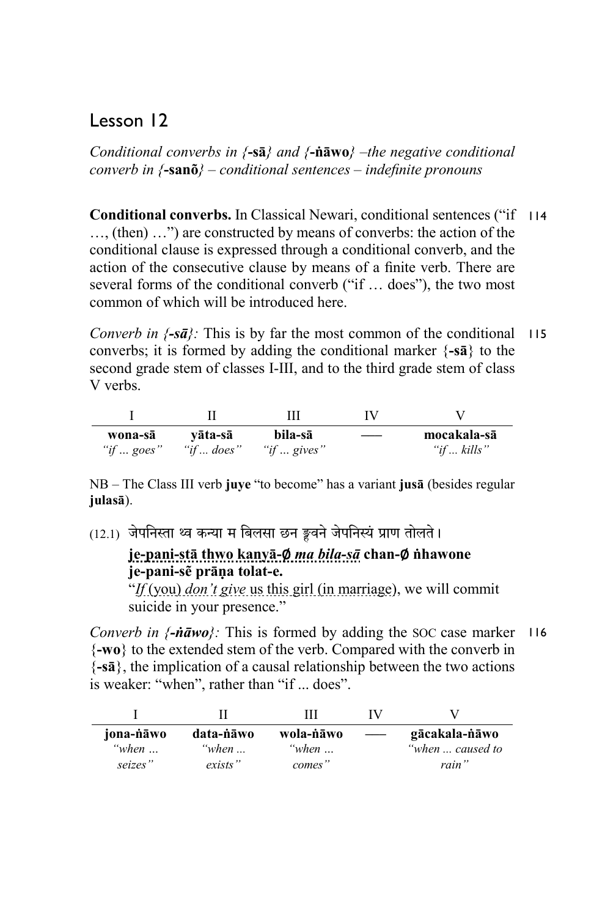# Lesson 12

*Conditional converbs in {-**sā**} and {-**ṅāwo**} –the negative conditional converb in {-**sanõ**} – conditional sentences – indefinite pronouns*

**Conditional converbs.** In Classical Newari, conditional sentences ("if …, (then) …") are constructed by means of converbs: the action of the conditional clause is expressed through a conditional converb, and the action of the consecutive clause by means of a finite verb. There are several forms of the conditional converb ("if … does"), the two most common of which will be introduced here. 114

*Converb in {-**sā**}:* This is by far the most common of the conditional converbs; it is formed by adding the conditional marker {**-sā**} to the second grade stem of classes I-III, and to the third grade stem of class V verbs. 115

| I | II | III | IV | V |
|---|---|---|---|---|
| **wona-sā** | **yāta-sā** | **bila-sā** | —— | **mocakala-sā** |
| *"if ... goes"* | *"if ... does"* | *"if ... gives"* | | *"if ... kills"* |

NB – The Class III verb **juye** "to become" has a variant **jusā** (besides regular **julasā**).

(12.1) जेपनिस्ता थ्व कन्या म बिलसा छन ङ्ववने जेपनिस्यं प्राण तोलते।

**je-pani-stā thwo kanyā-∅** ***ma bila-sā*** **chan-∅ ṅhawone je-pani-sẽ prāṇa tolat-e.**

"*If* (you) *don't give* us this girl (in marriage), we will commit suicide in your presence."

*Converb in {-**ṅāwo**}:* This is formed by adding the SOC case marker {**-wo**} to the extended stem of the verb. Compared with the converb in {**-sā**}, the implication of a causal relationship between the two actions is weaker: "when", rather than "if ... does". 116

| I | II | III | IV | V |
|---|---|---|---|---|
| **jona-ṅāwo** | **data-ṅāwo** | **wola-ṅāwo** | —— | **gācakala-ṅāwo** |
| *"when … seizes"* | *"when ... exists"* | *"when ... comes"* | | *"when ... caused to rain"* |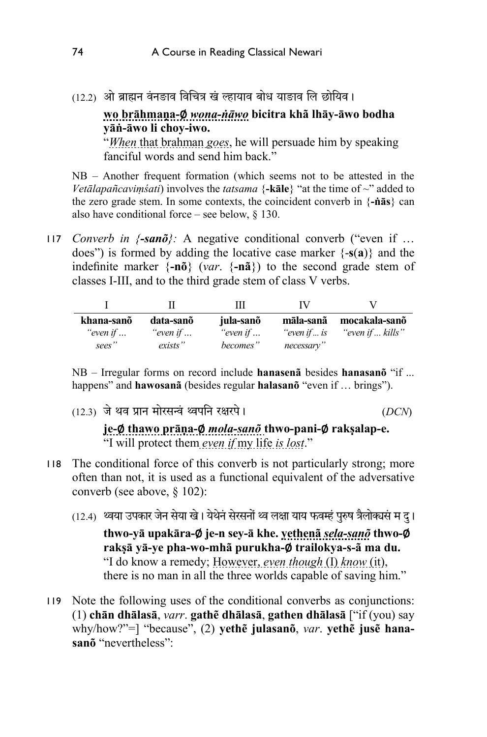(12.2) ओ ब्राह्मन वंनङाव विचित्र खं ल्हायाव बोध याङाव लि छोयिव।

**wo brāhmaṇa-∅ *wona-ṅāwo* bicitra khã lhāy-āwo bodha yāṅ-āwo li choy-iwo.**

"*When* that brahman *goes*, he will persuade him by speaking fanciful words and send him back."

NB – Another frequent formation (which seems not to be attested in the *Vetālapañcaviṃśati*) involves the *tatsama* {**-kāle**} "at the time of ~" added to the zero grade stem. In some contexts, the coincident converb in {**-ṅās**} can also have conditional force – see below, § 130.

117 *Converb in {-sanõ}:* A negative conditional converb ("even if … does") is formed by adding the locative case marker {**-s(a)**} and the indefinite marker {**-nõ**} (*var*. {**-nã**}) to the second grade stem of classes I-III, and to the third grade stem of class V verbs.

| I | II | III | IV | V |
|---|---|---|---|---|
| **khana-sanõ** | **data-sanõ** | **jula-sanõ** | **māla-sanã** | **mocakala-sanõ** |
| *"even if … sees"* | *"even if … exists"* | *"even if … becomes"* | *"even if … is necessary"* | *"even if … kills"* |

NB – Irregular forms on record include **hanasenã** besides **hanasanõ** "if ... happens" and **hawosanã** (besides regular **halasanõ** "even if … brings").

(12.3) जे थव प्रान मोरसन्वं थ्वपनि रक्षरपे। (*DCN*)

**je-∅ thawo prāṇa-∅ *mola-sanõ* thwo-pani-∅ rakṣalap-e.**

"I will protect them *even if* my life *is lost*."

118 The conditional force of this converb is not particularly strong; more often than not, it is used as a functional equivalent of the adversative converb (see above, § 102):

(12.4) थ्वया उपकार जेन सेया खे। येथेनं सेरसनों थ्व लक्षा याय फवम्हं पुरुष त्रैलोक्यसं म दु।

**thwo-yā upakāra-∅ je-n sey-ā khe. yethenã *sela-sanõ* thwo-∅ rakṣā yā-ye pha-wo-mhã purukha-∅ trailokya-s-ã ma du.**

"I do know a remedy; However, *even though* (I) *know* (it), there is no man in all the three worlds capable of saving him."

119 Note the following uses of the conditional converbs as conjunctions: (1) **chān dhālasā**, *varr*. **gathẽ dhālasā**, **gathen dhālasā** ["if (you) say why/how?"=] "because", (2) **yethẽ julasanõ**, *var*. **yethẽ jusẽ hanasanõ** "nevertheless":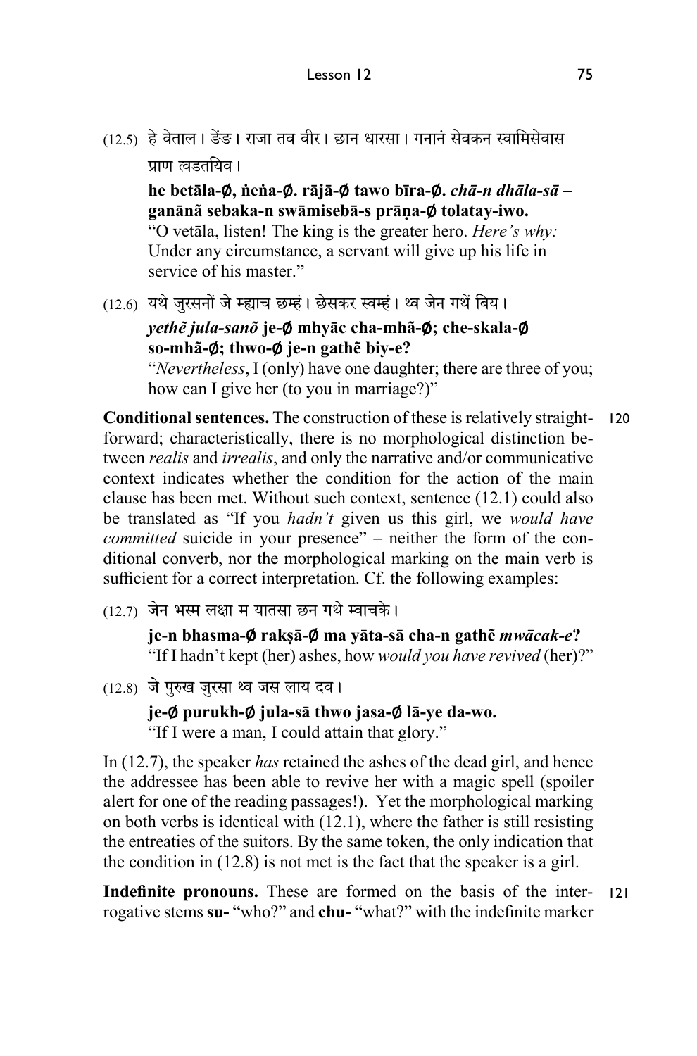(12.5) हे वेताल। ङेङ। राजा तव वीर। छान धारसा। गनानं सेवकन स्वामिसेवास प्राण त्वडतयिव।

**he betāla-∅, ṅeṅa-∅. rājā-∅ tawo bīra-∅. *chā-n dhāla-sā* – ganānã sebaka-n swāmisebā-s prāṇa-∅ tolatay-iwo.**
"O vetāla, listen! The king is the greater hero. *Here's why:* Under any circumstance, a servant will give up his life in service of his master."

(12.6) यथे जुरसनों जे म्ह्याच छम्हं। छेसकर स्वम्हं। थ्व जेन गथें बिय।

***yethẽ jula-sanõ* je-∅ mhyāc cha-mhã-∅; che-skala-∅ so-mhã-∅; thwo-∅ je-n gathẽ biy-e?**
"*Nevertheless*, I (only) have one daughter; there are three of you; how can I give her (to you in marriage?)"

**Conditional sentences.** The construction of these is relatively straightforward; characteristically, there is no morphological distinction between *realis* and *irrealis*, and only the narrative and/or communicative context indicates whether the condition for the action of the main clause has been met. Without such context, sentence (12.1) could also be translated as "If you *hadn't* given us this girl, we *would have committed* suicide in your presence" – neither the form of the conditional converb, nor the morphological marking on the main verb is sufficient for a correct interpretation. Cf. the following examples: 120

(12.7) जेन भस्म लक्षा म यातसा छन गथे म्वाचके।

**je-n bhasma-∅ rakṣā-∅ ma yāta-sā cha-n gathẽ *mwācak-e*?**
"If I hadn't kept (her) ashes, how *would you have revived* (her)?"

(12.8) जे पुरुख जुरसा थ्व जस लाय दव।

**je-∅ purukh-∅ jula-sā thwo jasa-∅ lā-ye da-wo.**
"If I were a man, I could attain that glory."

In (12.7), the speaker *has* retained the ashes of the dead girl, and hence the addressee has been able to revive her with a magic spell (spoiler alert for one of the reading passages!). Yet the morphological marking on both verbs is identical with (12.1), where the father is still resisting the entreaties of the suitors. By the same token, the only indication that the condition in (12.8) is not met is the fact that the speaker is a girl.

**Indefinite pronouns.** These are formed on the basis of the interrogative stems **su-** "who?" and **chu-** "what?" with the indefinite marker 121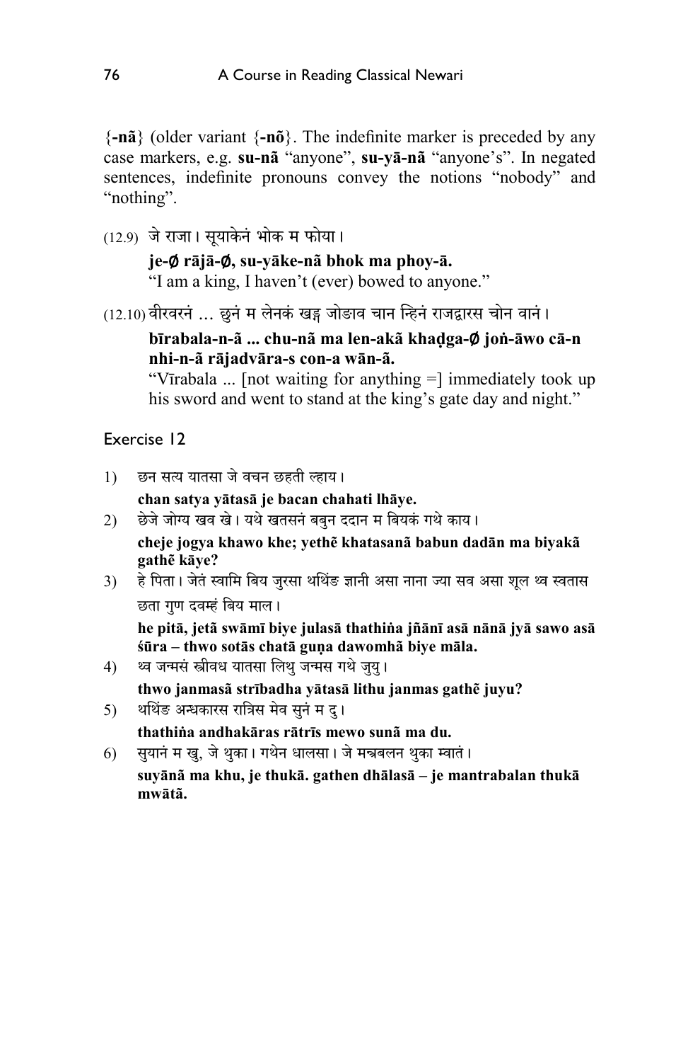{**-nã**} (older variant {**-nõ**}. The indefinite marker is preceded by any case markers, e.g. **su-nã** "anyone", **su-yā-nã** "anyone's". In negated sentences, indefinite pronouns convey the notions "nobody" and "nothing".

(12.9) जे राजा। सूयाकेनं भोक म फोया।

**je-∅ rājā-∅, su-yāke-nã bhok ma phoy-ā.**

"I am a king, I haven't (ever) bowed to anyone."

(12.10) वीरवरनं … छुनं म लेनकं खड्ग जोङाव चान न्हिनं राजद्वारस चोन वानं।

**bīrabala-n-ã ... chu-nã ma len-akã khaḍga-∅ joṅ-āwo cā-n nhi-n-ã rājadvāra-s con-a wān-ã.**

"Vīrabala ... [not waiting for anything =] immediately took up his sword and went to stand at the king's gate day and night."

## Exercise 12

1) छन सत्य यातसा जे वचन छहती ल्हाय।

   **chan satya yātasā je bacan chahati lhāye.**

2) छेजे जोग्य खव खे। यथे खतसनं बबुन ददान म बियकं गथे काय।

   **cheje jogya khawo khe; yethẽ khatasanā babun dadān ma biyakã gathẽ kāye?**

3) हे पिता। जेतं स्वामि बिय जुरसा थथिंङ ज्ञानी असा नाना ज्या सव असा शूल थ्व स्वतास छता गुण दवम्हं बिय माल।

   **he pitā, jetā swāmī biye julasā thathiṅa jñānī asā nānā jyā sawo asā śūra – thwo sotās chatā guṇa dawomhã biye māla.**

4) थ्व जन्मसं स्त्रीवध यातसा लिथु जन्मस गथे जुयु।

   **thwo janmasã strībadha yātasā lithu janmas gathẽ juyu?**

5) थथिंङ अन्धकारस रात्रिस मेव सुनं म दु।

   **thathiṅa andhakāras rātrīs mewo sunã ma du.**

6) सुयानं म खु, जे थुका। गथेन धालसा। जे मन्त्रबलन थुका म्वातं।

   **suyānã ma khu, je thukā. gathen dhālasā – je mantrabalan thukā mwātã.**